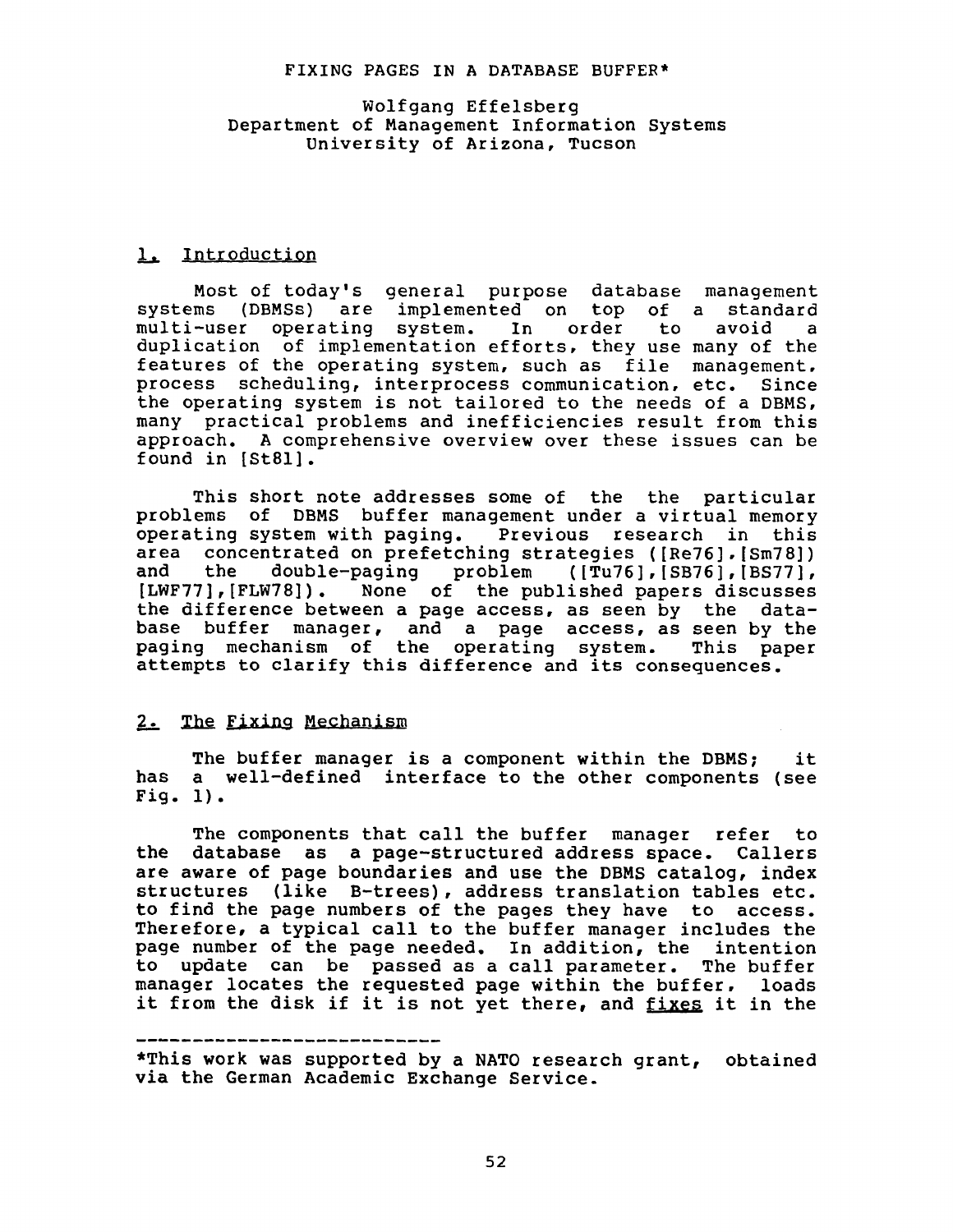# FIXING PAGES IN A DATABASE BUFFER*

Wolfgang Effelsberg
Department of Management Information Systems
University of Arizona, Tucson

## 1. Introduction

Most of today's general purpose database management systems (DBMSs) are implemented on top of a standard multi-user operating system. In order to avoid a duplication of implementation efforts, they use many of the features of the operating system, such as file management, process scheduling, interprocess communication, etc. Since the operating system is not tailored to the needs of a DBMS, many practical problems and inefficiencies result from this approach. A comprehensive overview over these issues can be found in [St81].

This short note addresses some of the the particular problems of DBMS buffer management under a virtual memory operating system with paging. Previous research in this area concentrated on prefetching strategies ([Re76],[Sm78]) and the double-paging problem ([Tu76],[SB76],[BS77],[LWF77],[FLW78]). None of the published papers discusses the difference between a page access, as seen by the database buffer manager, and a page access, as seen by the paging mechanism of the operating system. This paper attempts to clarify this difference and its consequences.

## 2. The Fixing Mechanism

The buffer manager is a component within the DBMS; it has a well-defined interface to the other components (see Fig. 1).

The components that call the buffer manager refer to the database as a page-structured address space. Callers are aware of page boundaries and use the DBMS catalog, index structures (like B-trees), address translation tables etc. to find the page numbers of the pages they have to access. Therefore, a typical call to the buffer manager includes the page number of the page needed. In addition, the intention to update can be passed as a call parameter. The buffer manager locates the requested page within the buffer, loads it from the disk if it is not yet there, and <u>fixes</u> it in the

---

*This work was supported by a NATO research grant, obtained via the German Academic Exchange Service.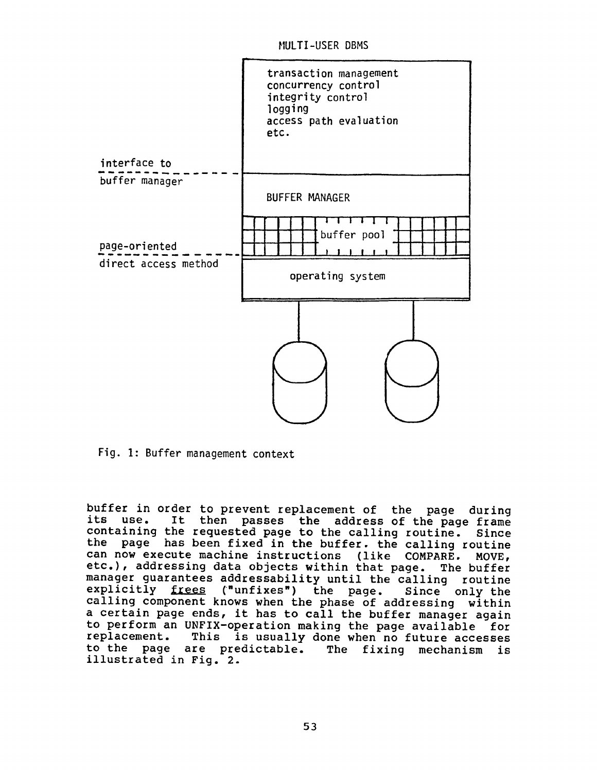MULTI-USER DBMS

transaction management
concurrency control
integrity control
logging
access path evaluation
etc.

interface to
buffer manager

BUFFER MANAGER

buffer pool

page-oriented
direct access method

operating system

Fig. 1: Buffer management context

buffer in order to prevent replacement of the page during its use. It then passes the address of the page frame containing the requested page to the calling routine. Since the page has been fixed in the buffer. the calling routine can now execute machine instructions (like COMPARE. MOVE, etc.), addressing data objects within that page. The buffer manager guarantees addressability until the calling routine explicitly _frees_ ("unfixes") the page. Since only the calling component knows when the phase of addressing within a certain page ends, it has to call the buffer manager again to perform an UNFIX-operation making the page available for replacement. This is usually done when no future accesses to the page are predictable. The fixing mechanism is illustrated in Fig. 2.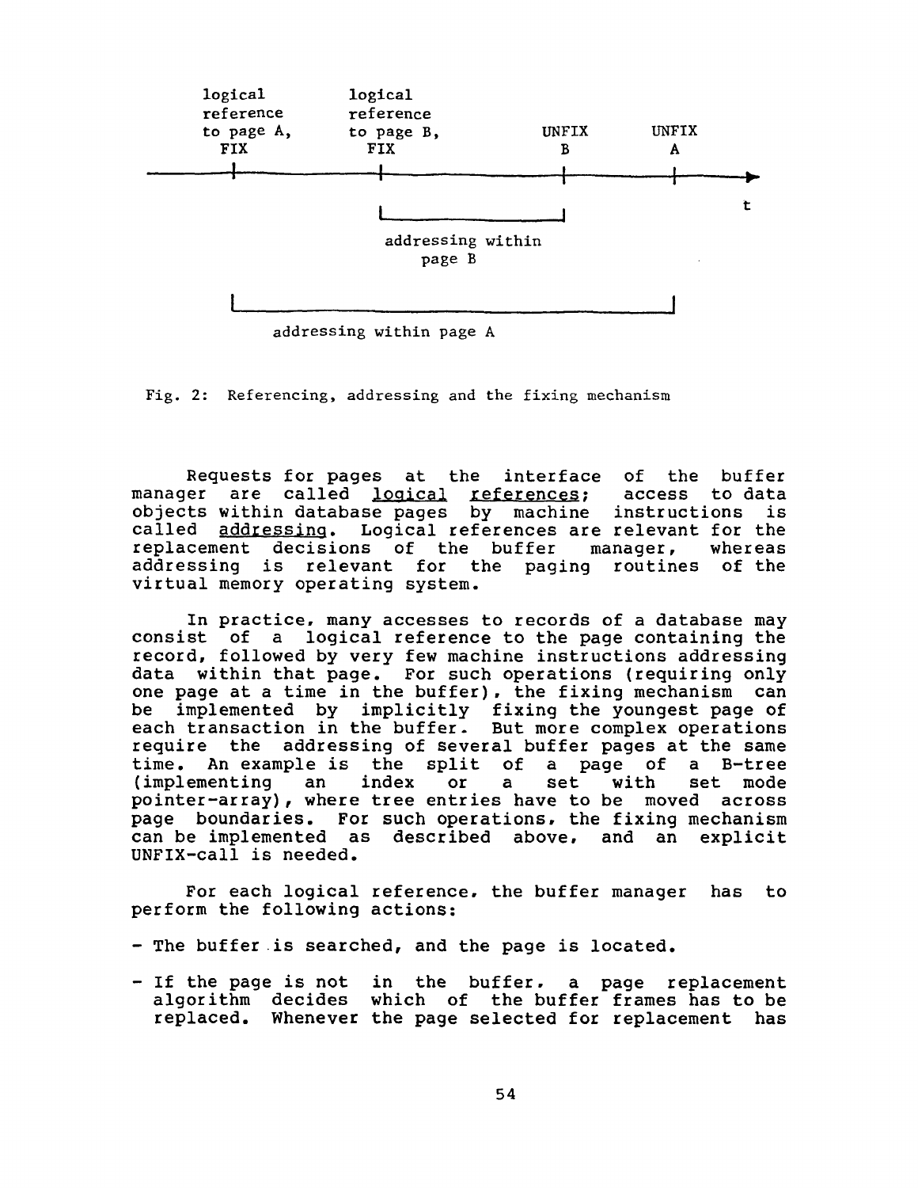Fig. 2: Referencing, addressing and the fixing mechanism

Requests for pages at the interface of the buffer manager are called <u>logical references</u>; access to data objects within database pages by machine instructions is called <u>addressing</u>. Logical references are relevant for the replacement decisions of the buffer manager, whereas addressing is relevant for the paging routines of the virtual memory operating system.

In practice, many accesses to records of a database may consist of a logical reference to the page containing the record, followed by very few machine instructions addressing data within that page. For such operations (requiring only one page at a time in the buffer), the fixing mechanism can be implemented by implicitly fixing the youngest page of each transaction in the buffer. But more complex operations require the addressing of several buffer pages at the same time. An example is the split of a page of a B-tree (implementing an index or a set with set mode pointer-array), where tree entries have to be moved across page boundaries. For such operations, the fixing mechanism can be implemented as described above, and an explicit UNFIX-call is needed.

For each logical reference, the buffer manager has to perform the following actions:

- The buffer is searched, and the page is located.
- If the page is not in the buffer, a page replacement algorithm decides which of the buffer frames has to be replaced. Whenever the page selected for replacement has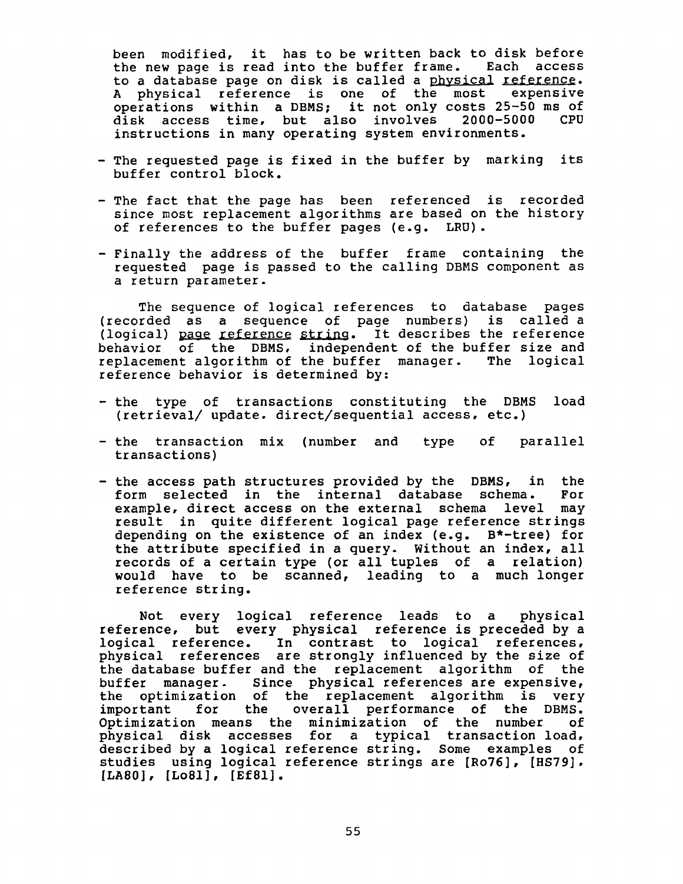been modified, it has to be written back to disk before the new page is read into the buffer frame. Each access to a database page on disk is called a _physical reference_. A physical reference is one of the most expensive operations within a DBMS; it not only costs 25-50 ms of disk access time, but also involves 2000-5000 CPU instructions in many operating system environments.

- The requested page is fixed in the buffer by marking its buffer control block.
- The fact that the page has been referenced is recorded since most replacement algorithms are based on the history of references to the buffer pages (e.g. LRU).
- Finally the address of the buffer frame containing the requested page is passed to the calling DBMS component as a return parameter.

The sequence of logical references to database pages (recorded as a sequence of page numbers) is called a (logical) _page reference string_. It describes the reference behavior of the DBMS, independent of the buffer size and replacement algorithm of the buffer manager. The logical reference behavior is determined by:

- the type of transactions constituting the DBMS load (retrieval/ update. direct/sequential access, etc.)
- the transaction mix (number and type of parallel transactions)
- the access path structures provided by the DBMS, in the form selected in the internal database schema. For example, direct access on the external schema level may result in quite different logical page reference strings depending on the existence of an index (e.g. B*-tree) for the attribute specified in a query. Without an index, all records of a certain type (or all tuples of a relation) would have to be scanned, leading to a much longer reference string.

Not every logical reference leads to a physical reference, but every physical reference is preceded by a logical reference. In contrast to logical references, physical references are strongly influenced by the size of the database buffer and the replacement algorithm of the buffer manager. Since physical references are expensive, the optimization of the replacement algorithm is very important for the overall performance of the DBMS. Optimization means the minimization of the number of physical disk accesses for a typical transaction load, described by a logical reference string. Some examples of studies using logical reference strings are [Ro76], [HS79]. [LA80], [Lo81], [Ef81].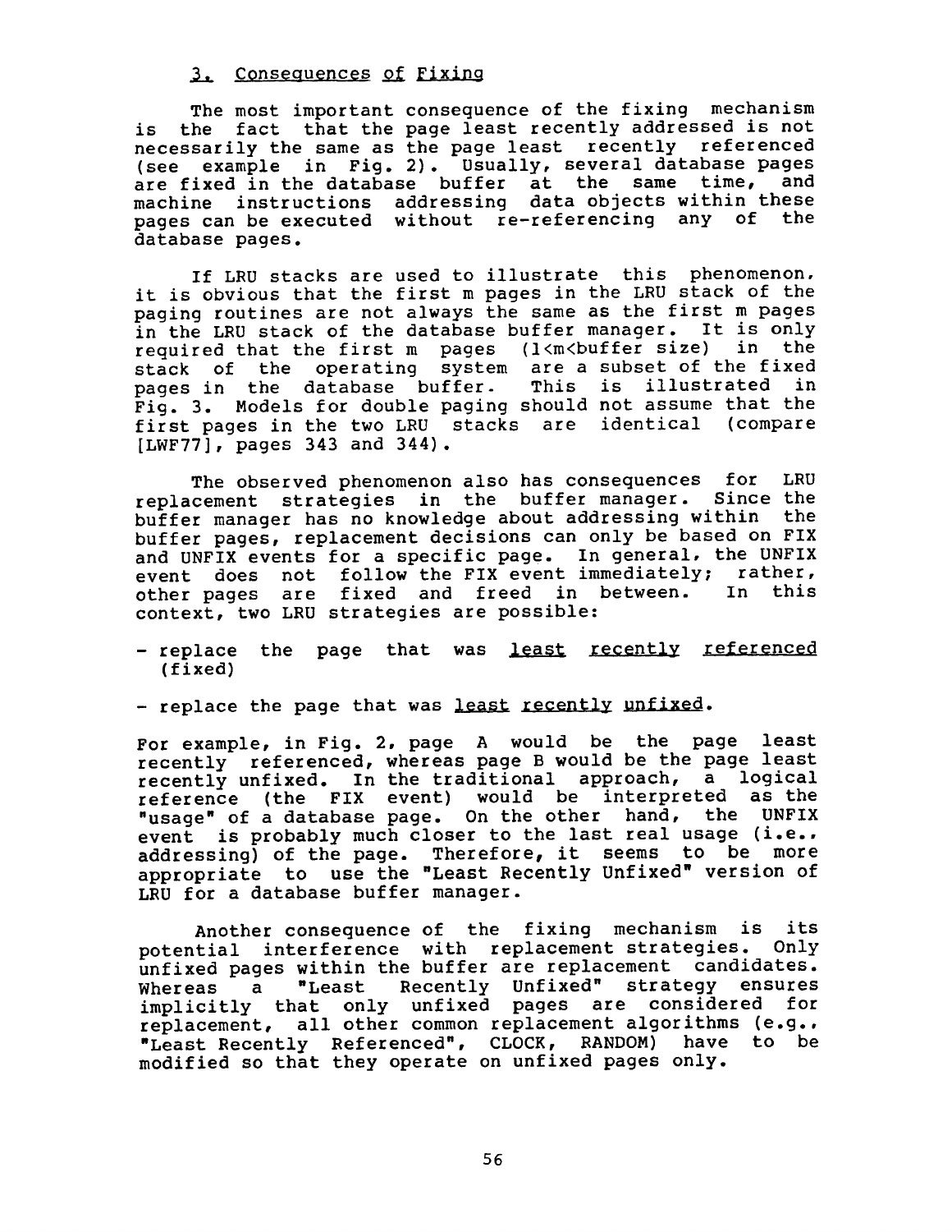## 3. Consequences of Fixing

The most important consequence of the fixing mechanism is the fact that the page least recently addressed is not necessarily the same as the page least recently referenced (see example in Fig. 2). Usually, several database pages are fixed in the database buffer at the same time, and machine instructions addressing data objects within these pages can be executed without re-referencing any of the database pages.

If LRU stacks are used to illustrate this phenomenon, it is obvious that the first m pages in the LRU stack of the paging routines are not always the same as the first m pages in the LRU stack of the database buffer manager. It is only required that the first m pages ($1<m<$buffer size) in the stack of the operating system are a subset of the fixed pages in the database buffer. This is illustrated in Fig. 3. Models for double paging should not assume that the first pages in the two LRU stacks are identical (compare [LWF77], pages 343 and 344).

The observed phenomenon also has consequences for LRU replacement strategies in the buffer manager. Since the buffer manager has no knowledge about addressing within the buffer pages, replacement decisions can only be based on FIX and UNFIX events for a specific page. In general, the UNFIX event does not follow the FIX event immediately; rather, other pages are fixed and freed in between. In this context, two LRU strategies are possible:

- replace the page that was <u>least recently referenced</u> (fixed)
- replace the page that was <u>least recently unfixed</u>.

For example, in Fig. 2, page A would be the page least recently referenced, whereas page B would be the page least recently unfixed. In the traditional approach, a logical reference (the FIX event) would be interpreted as the "usage" of a database page. On the other hand, the UNFIX event is probably much closer to the last real usage (i.e., addressing) of the page. Therefore, it seems to be more appropriate to use the "Least Recently Unfixed" version of LRU for a database buffer manager.

Another consequence of the fixing mechanism is its potential interference with replacement strategies. Only unfixed pages within the buffer are replacement candidates. Whereas a "Least Recently Unfixed" strategy ensures implicitly that only unfixed pages are considered for replacement, all other common replacement algorithms (e.g., "Least Recently Referenced", CLOCK, RANDOM) have to be modified so that they operate on unfixed pages only.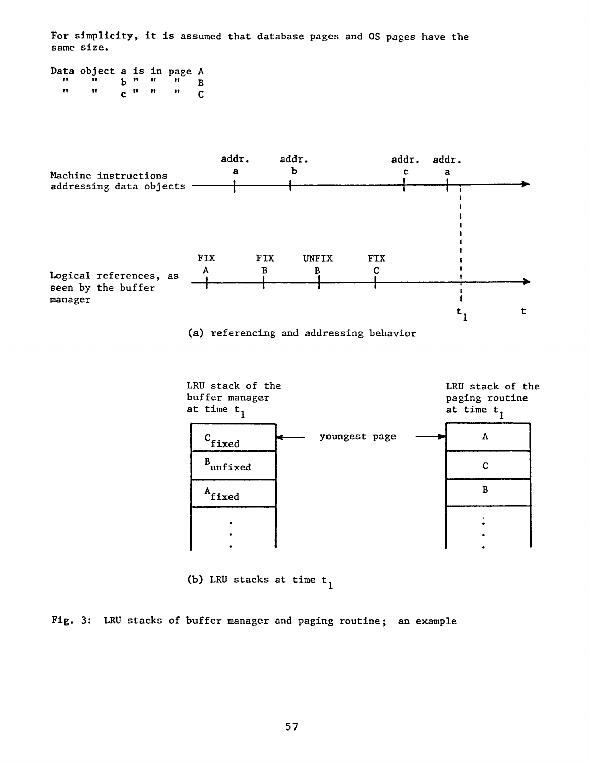For simplicity, it is assumed that database pages and OS pages have the same size.

Data object a is in page A
" " b " " " B
" " c " " " C

Machine instructions addressing data objects: addr. a, addr. b, addr. c, addr. a

Logical references, as seen by the buffer manager: FIX A, FIX B, UNFIX B, FIX C

$t_1$ &nbsp;&nbsp; t

(a) referencing and addressing behavior

| LRU stack of the buffer manager at time $t_1$ | | LRU stack of the paging routine at time $t_1$ |
|---|---|---|
| $C_{fixed}$ | ← youngest page → | A |
| $B_{unfixed}$ | | C |
| $A_{fixed}$ | | B |
| ⋮ | | ⋮ |

(b) LRU stacks at time $t_1$

Fig. 3: LRU stacks of buffer manager and paging routine; an example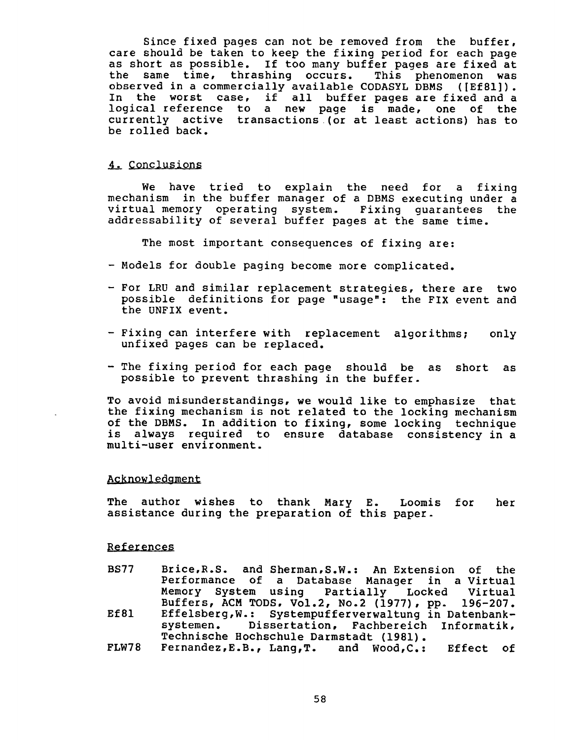Since fixed pages can not be removed from the buffer, care should be taken to keep the fixing period for each page as short as possible. If too many buffer pages are fixed at the same time, thrashing occurs. This phenomenon was observed in a commercially available CODASYL DBMS ([Ef81]). In the worst case, if all buffer pages are fixed and a logical reference to a new page is made, one of the currently active transactions (or at least actions) has to be rolled back.

## 4. Conclusions

We have tried to explain the need for a fixing mechanism in the buffer manager of a DBMS executing under a virtual memory operating system. Fixing guarantees the addressability of several buffer pages at the same time.

The most important consequences of fixing are:

- Models for double paging become more complicated.
- For LRU and similar replacement strategies, there are two possible definitions for page "usage": the FIX event and the UNFIX event.
- Fixing can interfere with replacement algorithms; only unfixed pages can be replaced.
- The fixing period for each page should be as short as possible to prevent thrashing in the buffer.

To avoid misunderstandings, we would like to emphasize that the fixing mechanism is not related to the locking mechanism of the DBMS. In addition to fixing, some locking technique is always required to ensure database consistency in a multi-user environment.

## Acknowledgment

The author wishes to thank Mary E. Loomis for her assistance during the preparation of this paper.

## References

- BS77 Brice,R.S. and Sherman,S.W.: An Extension of the Performance of a Database Manager in a Virtual Memory System using Partially Locked Virtual Buffers, ACM TODS, Vol.2, No.2 (1977), pp. 196-207.
- Ef81 Effelsberg,W.: Systempufferverwaltung in Datenbanksystemen. Dissertation, Fachbereich Informatik, Technische Hochschule Darmstadt (1981).
- FLW78 Fernandez,E.B., Lang,T. and Wood,C.: Effect of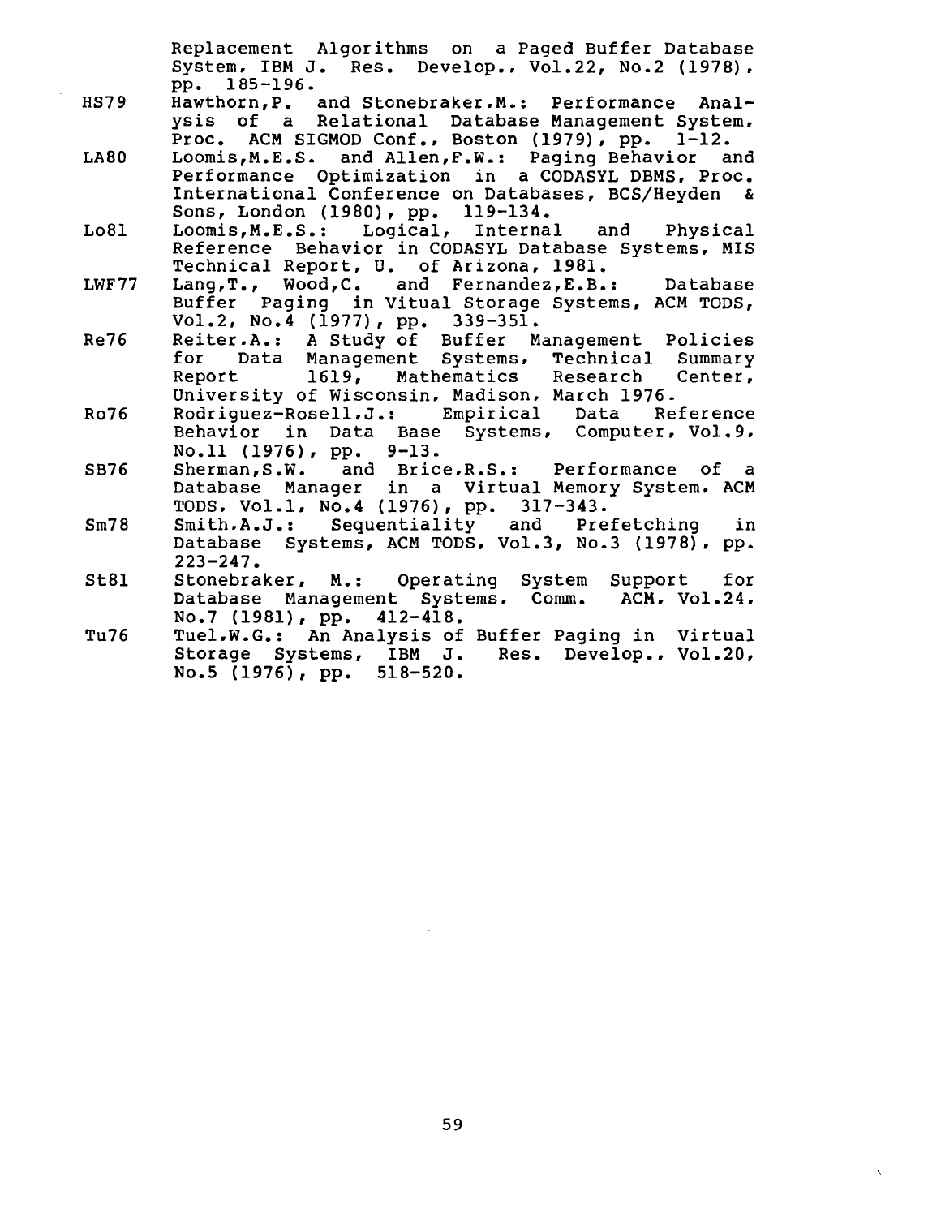Replacement Algorithms on a Paged Buffer Database System, IBM J. Res. Develop., Vol.22, No.2 (1978), pp. 185-196.

HS79 Hawthorn,P. and Stonebraker.M.: Performance Analysis of a Relational Database Management System, Proc. ACM SIGMOD Conf., Boston (1979), pp. 1-12.

LA80 Loomis,M.E.S. and Allen,F.W.: Paging Behavior and Performance Optimization in a CODASYL DBMS, Proc. International Conference on Databases, BCS/Heyden & Sons, London (1980), pp. 119-134.

Lo81 Loomis,M.E.S.: Logical, Internal and Physical Reference Behavior in CODASYL Database Systems, MIS Technical Report, U. of Arizona, 1981.

LWF77 Lang,T., Wood,C. and Fernandez,E.B.: Database Buffer Paging in Vitual Storage Systems, ACM TODS, Vol.2, No.4 (1977), pp. 339-351.

Re76 Reiter.A.: A Study of Buffer Management Policies for Data Management Systems, Technical Summary Report 1619, Mathematics Research Center, University of Wisconsin, Madison, March 1976.

Ro76 Rodriguez-Rosell.J.: Empirical Data Reference Behavior in Data Base Systems, Computer, Vol.9, No.11 (1976), pp. 9-13.

SB76 Sherman,S.W. and Brice,R.S.: Performance of a Database Manager in a Virtual Memory System. ACM TODS, Vol.1, No.4 (1976), pp. 317-343.

Sm78 Smith.A.J.: Sequentiality and Prefetching in Database Systems, ACM TODS, Vol.3, No.3 (1978), pp. 223-247.

St81 Stonebraker, M.: Operating System Support for Database Management Systems, Comm. ACM, Vol.24, No.7 (1981), pp. 412-418.

Tu76 Tuel.W.G.: An Analysis of Buffer Paging in Virtual Storage Systems, IBM J. Res. Develop., Vol.20, No.5 (1976), pp. 518-520.